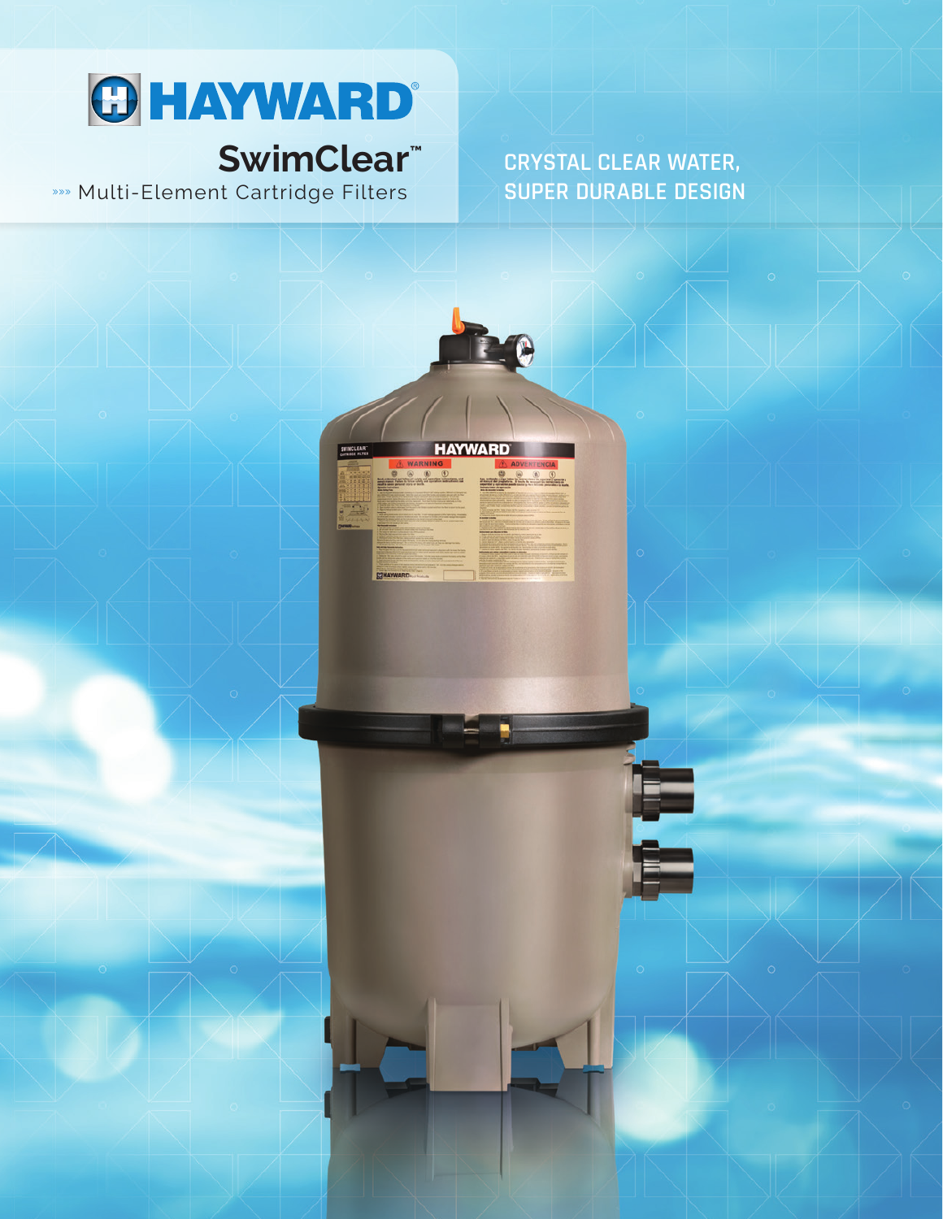# HAYWARD®

## SwimClear™

»»» Multi-Element Cartridge Filters

**CRYSTAL CLEAR WATER, SUPER DURABLE DESIGN**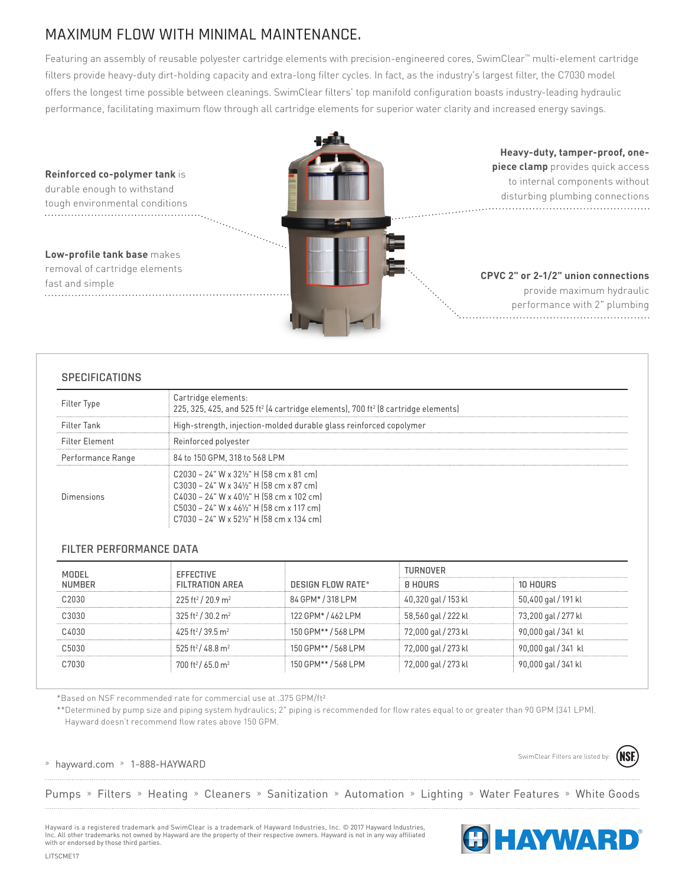# MAXIMUM FLOW WITH MINIMAL MAINTENANCE.

Featuring an assembly of reusable polyester cartridge elements with precision-engineered cores, SwimClear™ multi-element cartridge filters provide heavy-duty dirt-holding capacity and extra-long filter cycles. In fact, as the industry's largest filter, the C7030 model offers the longest time possible between cleanings. SwimClear filters' top manifold configuration boasts industry-leading hydraulic performance, facilitating maximum flow through all cartridge elements for superior water clarity and increased energy savings.

**Reinforced co-polymer tank** is durable enough to withstand tough environmental conditions

**Low-profile tank base** makes removal of cartridge elements fast and simple

**Heavy-duty, tamper-proof, one-piece clamp** provides quick access to internal components without disturbing plumbing connections

**CPVC 2" or 2-1/2" union connections** provide maximum hydraulic performance with 2" plumbing

## SPECIFICATIONS

| | |
|---|---|
| Filter Type | Cartridge elements:<br>225, 325, 425, and 525 ft² (4 cartridge elements), 700 ft² (8 cartridge elements) |
| Filter Tank | High-strength, injection-molded durable glass reinforced copolymer |
| Filter Element | Reinforced polyester |
| Performance Range | 84 to 150 GPM, 318 to 568 LPM |
| Dimensions | C2030 – 24" W x 32½" H (58 cm x 81 cm)<br>C3030 – 24" W x 34½" H (58 cm x 87 cm)<br>C4030 – 24" W x 40½" H (58 cm x 102 cm)<br>C5030 – 24" W x 46½" H (58 cm x 117 cm)<br>C7030 – 24" W x 52½" H (58 cm x 134 cm) |

## FILTER PERFORMANCE DATA

| MODEL NUMBER | EFFECTIVE FILTRATION AREA | DESIGN FLOW RATE* | TURNOVER | |
|---|---|---|---|---|
| | | | 8 HOURS | 10 HOURS |
| C2030 | 225 ft² / 20.9 m² | 84 GPM* / 318 LPM | 40,320 gal / 153 kl | 50,400 gal / 191 kl |
| C3030 | 325 ft² / 30.2 m² | 122 GPM* / 462 LPM | 58,560 gal / 222 kl | 73,200 gal / 277 kl |
| C4030 | 425 ft² / 39.5 m² | 150 GPM** / 568 LPM | 72,000 gal / 273 kl | 90,000 gal / 341 kl |
| C5030 | 525 ft² / 48.8 m² | 150 GPM** / 568 LPM | 72,000 gal / 273 kl | 90,000 gal / 341 kl |
| C7030 | 700 ft² / 65.0 m² | 150 GPM** / 568 LPM | 72,000 gal / 273 kl | 90,000 gal / 341 kl |

*Based on NSF recommended rate for commercial use at .375 GPM/ft²

**Determined by pump size and piping system hydraulics; 2" piping is recommended for flow rates equal to or greater than 90 GPM (341 LPM). Hayward doesn't recommend flow rates above 150 GPM.

SwimClear Filters are listed by: NSF

» hayward.com » 1-888-HAYWARD

Pumps » Filters » Heating » Cleaners » Sanitization » Automation » Lighting » Water Features » White Goods

Hayward is a registered trademark and SwimClear is a trademark of Hayward Industries, Inc. © 2017 Hayward Industries, Inc. All other trademarks not owned by Hayward are the property of their respective owners. Hayward is not in any way affiliated with or endorsed by those third parties.

HAYWARD®

LITSCME17